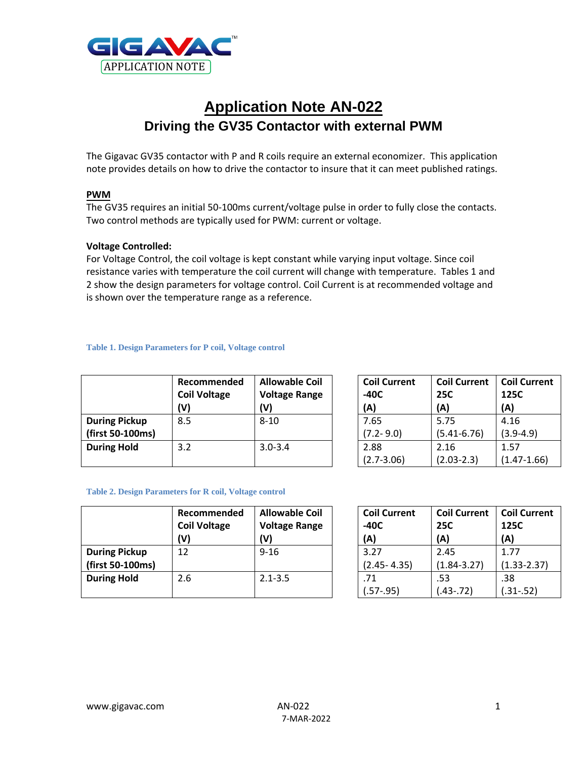# Application Note AN-022

## Driving the GV35 Contactor with external PWM

The Gigavac GV35 contactor with P and R coils require an external economizer. This application note provides details on how to drive the contactor to insure that it can meet published ratings.

### PWM

The GV35 requires an initial 50-100ms current/voltage pulse in order to fully close the contacts. Two control methods are typically used for PWM: current or voltage.

**Voltage Controlled:**

For Voltage Control, the coil voltage is kept constant while varying input voltage. Since coil resistance varies with temperature the coil current will change with temperature. Tables 1 and 2 show the design parameters for voltage control. Coil Current is at recommended voltage and is shown over the temperature range as a reference.

**Table 1. Design Parameters for P coil, Voltage control**

| | Recommended Coil Voltage (V) | Allowable Coil Voltage Range (V) | Coil Current -40C (A) | Coil Current 25C (A) | Coil Current 125C (A) |
|---|---|---|---|---|---|
| **During Pickup (first 50-100ms)** | 8.5 | 8-10 | 7.65 (7.2- 9.0) | 5.75 (5.41-6.76) | 4.16 (3.9-4.9) |
| **During Hold** | 3.2 | 3.0-3.4 | 2.88 (2.7-3.06) | 2.16 (2.03-2.3) | 1.57 (1.47-1.66) |

**Table 2. Design Parameters for R coil, Voltage control**

| | Recommended Coil Voltage (V) | Allowable Coil Voltage Range (V) | Coil Current -40C (A) | Coil Current 25C (A) | Coil Current 125C (A) |
|---|---|---|---|---|---|
| **During Pickup (first 50-100ms)** | 12 | 9-16 | 3.27 (2.45- 4.35) | 2.45 (1.84-3.27) | 1.77 (1.33-2.37) |
| **During Hold** | 2.6 | 2.1-3.5 | .71 (.57-.95) | .53 (.43-.72) | .38 (.31-.52) |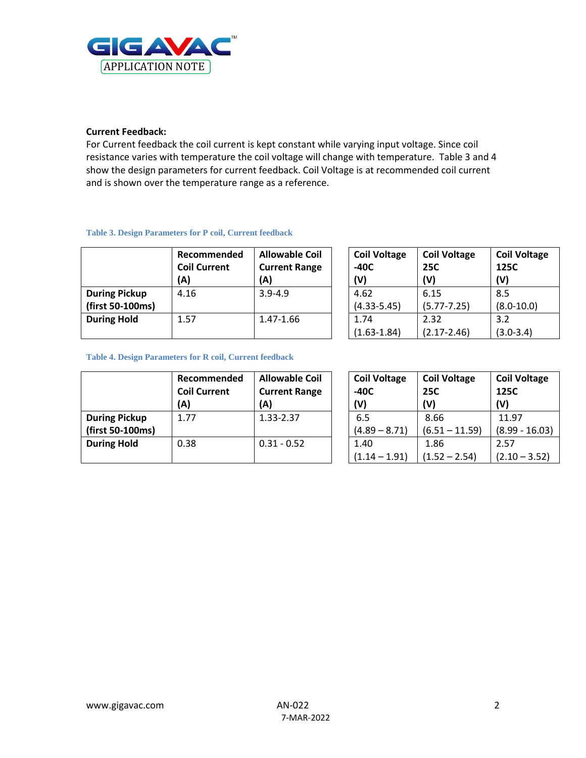**Current Feedback:**

For Current feedback the coil current is kept constant while varying input voltage. Since coil resistance varies with temperature the coil voltage will change with temperature. Table 3 and 4 show the design parameters for current feedback. Coil Voltage is at recommended coil current and is shown over the temperature range as a reference.

Table 3. Design Parameters for P coil, Current feedback

| | Recommended Coil Current (A) | Allowable Coil Current Range (A) | Coil Voltage -40C (V) | Coil Voltage 25C (V) | Coil Voltage 125C (V) |
|---|---|---|---|---|---|
| **During Pickup (first 50-100ms)** | 4.16 | 3.9-4.9 | 4.62 (4.33-5.45) | 6.15 (5.77-7.25) | 8.5 (8.0-10.0) |
| **During Hold** | 1.57 | 1.47-1.66 | 1.74 (1.63-1.84) | 2.32 (2.17-2.46) | 3.2 (3.0-3.4) |

Table 4. Design Parameters for R coil, Current feedback

| | Recommended Coil Current (A) | Allowable Coil Current Range (A) | Coil Voltage -40C (V) | Coil Voltage 25C (V) | Coil Voltage 125C (V) |
|---|---|---|---|---|---|
| **During Pickup (first 50-100ms)** | 1.77 | 1.33-2.37 | 6.5 (4.89 – 8.71) | 8.66 (6.51 – 11.59) | 11.97 (8.99 - 16.03) |
| **During Hold** | 0.38 | 0.31 - 0.52 | 1.40 (1.14 – 1.91) | 1.86 (1.52 – 2.54) | 2.57 (2.10 – 3.52) |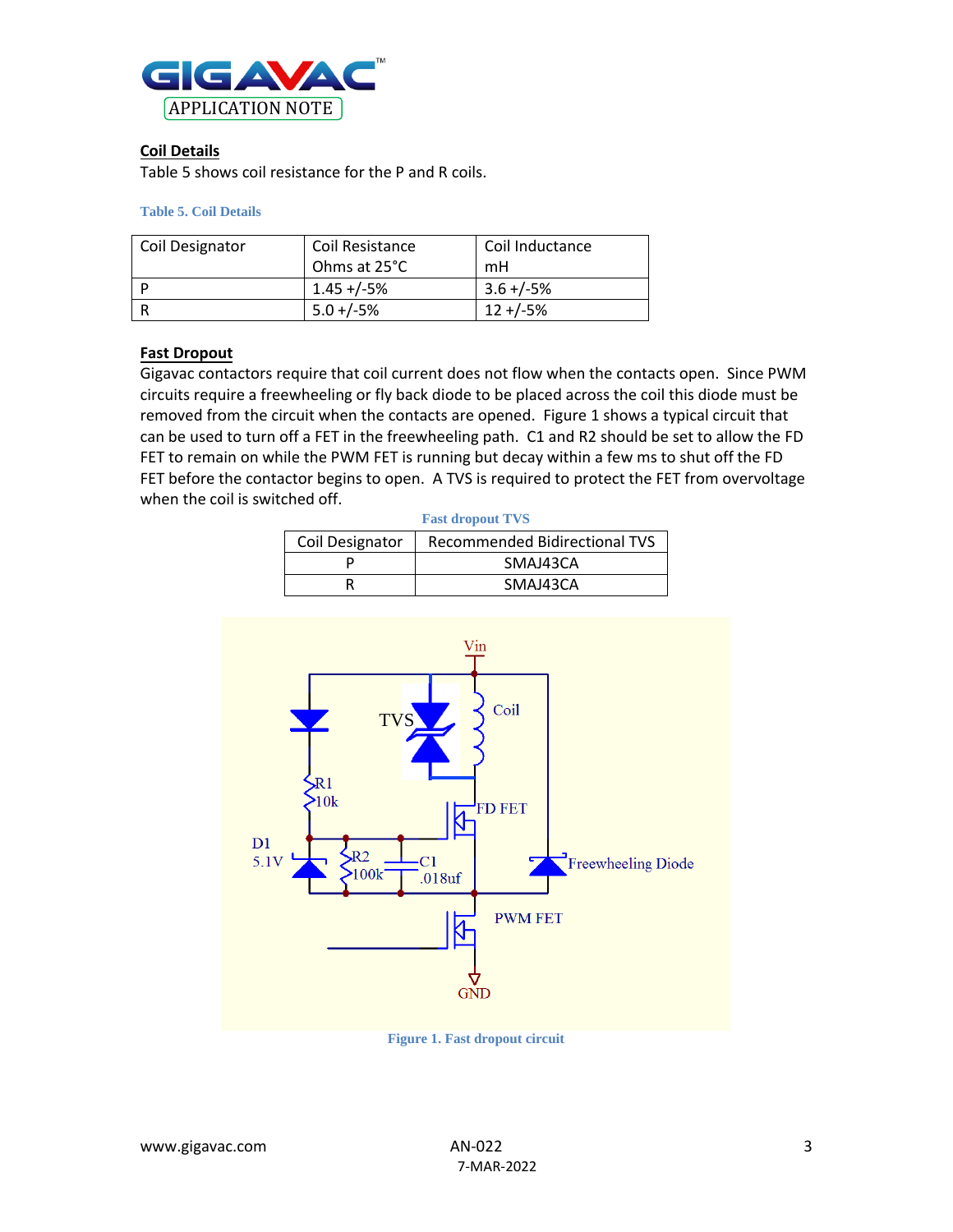## Coil Details

Table 5 shows coil resistance for the P and R coils.

Table 5. Coil Details

| Coil Designator | Coil Resistance Ohms at 25°C | Coil Inductance mH |
|---|---|---|
| P | 1.45 +/-5% | 3.6 +/-5% |
| R | 5.0 +/-5% | 12 +/-5% |

## Fast Dropout

Gigavac contactors require that coil current does not flow when the contacts open. Since PWM circuits require a freewheeling or fly back diode to be placed across the coil this diode must be removed from the circuit when the contacts are opened. Figure 1 shows a typical circuit that can be used to turn off a FET in the freewheeling path. C1 and R2 should be set to allow the FD FET to remain on while the PWM FET is running but decay within a few ms to shut off the FD FET before the contactor begins to open. A TVS is required to protect the FET from overvoltage when the coil is switched off.

Fast dropout TVS

| Coil Designator | Recommended Bidirectional TVS |
|---|---|
| P | SMAJ43CA |
| R | SMAJ43CA |

Vin
TVS
Coil
R1
10k
FD FET
D1
5.1V
R2
100k
C1
.018uf
Freewheeling Diode
PWM FET
GND

Figure 1. Fast dropout circuit